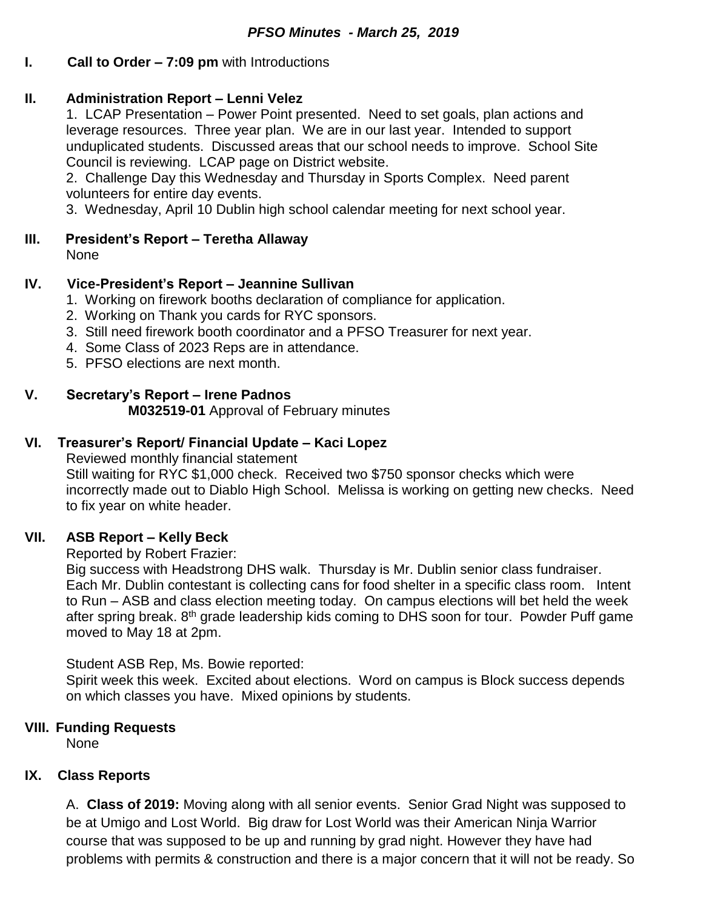# *PFSO Minutes - March 25, 2019*

**I. Call to Order – 7:09 pm** with Introductions

**II. Administration Report – Lenni Velez**

1. LCAP Presentation – Power Point presented. Need to set goals, plan actions and leverage resources. Three year plan. We are in our last year. Intended to support unduplicated students. Discussed areas that our school needs to improve. School Site Council is reviewing. LCAP page on District website.
2. Challenge Day this Wednesday and Thursday in Sports Complex. Need parent volunteers for entire day events.
3. Wednesday, April 10 Dublin high school calendar meeting for next school year.

**III. President's Report – Teretha Allaway**

None

**IV. Vice-President's Report – Jeannine Sullivan**

1. Working on firework booths declaration of compliance for application.
2. Working on Thank you cards for RYC sponsors.
3. Still need firework booth coordinator and a PFSO Treasurer for next year.
4. Some Class of 2023 Reps are in attendance.
5. PFSO elections are next month.

**V. Secretary's Report – Irene Padnos**

**M032519-01** Approval of February minutes

**VI. Treasurer's Report/ Financial Update – Kaci Lopez**

Reviewed monthly financial statement

Still waiting for RYC $1,000 check. Received two $750 sponsor checks which were incorrectly made out to Diablo High School. Melissa is working on getting new checks. Need to fix year on white header.

**VII. ASB Report – Kelly Beck**

Reported by Robert Frazier:

Big success with Headstrong DHS walk. Thursday is Mr. Dublin senior class fundraiser. Each Mr. Dublin contestant is collecting cans for food shelter in a specific class room. Intent to Run – ASB and class election meeting today. On campus elections will bet held the week after spring break. 8th grade leadership kids coming to DHS soon for tour. Powder Puff game moved to May 18 at 2pm.

Student ASB Rep, Ms. Bowie reported:

Spirit week this week. Excited about elections. Word on campus is Block success depends on which classes you have. Mixed opinions by students.

**VIII. Funding Requests**

None

**IX. Class Reports**

A. **Class of 2019:** Moving along with all senior events. Senior Grad Night was supposed to be at Umigo and Lost World. Big draw for Lost World was their American Ninja Warrior course that was supposed to be up and running by grad night. However they have had problems with permits & construction and there is a major concern that it will not be ready. So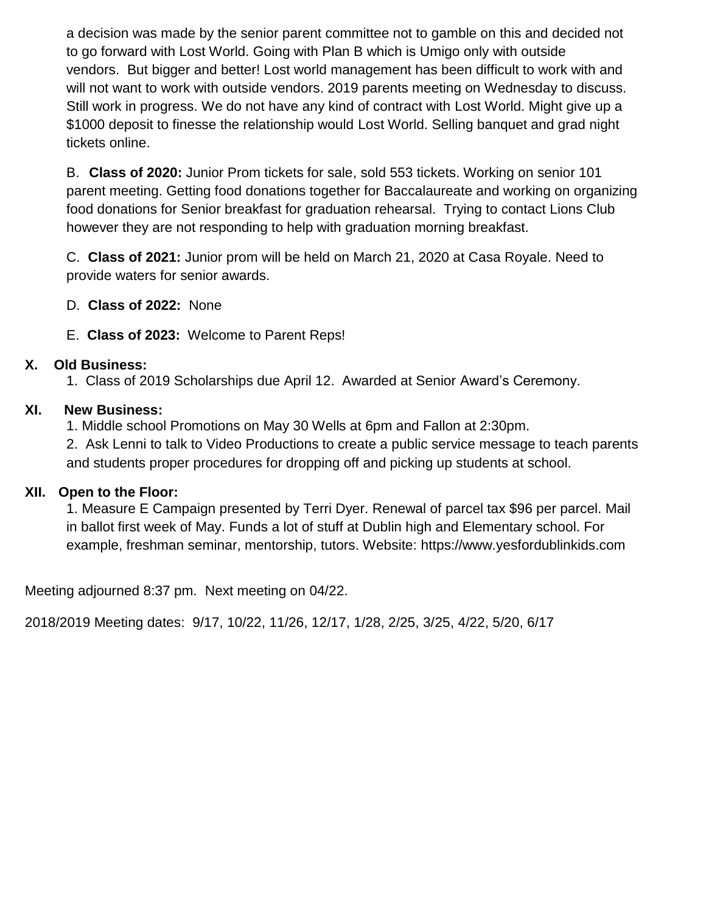a decision was made by the senior parent committee not to gamble on this and decided not to go forward with Lost World. Going with Plan B which is Umigo only with outside vendors. But bigger and better! Lost world management has been difficult to work with and will not want to work with outside vendors. 2019 parents meeting on Wednesday to discuss. Still work in progress. We do not have any kind of contract with Lost World. Might give up a $1000 deposit to finesse the relationship would Lost World. Selling banquet and grad night tickets online.

B. **Class of 2020:** Junior Prom tickets for sale, sold 553 tickets. Working on senior 101 parent meeting. Getting food donations together for Baccalaureate and working on organizing food donations for Senior breakfast for graduation rehearsal. Trying to contact Lions Club however they are not responding to help with graduation morning breakfast.

C. **Class of 2021:** Junior prom will be held on March 21, 2020 at Casa Royale. Need to provide waters for senior awards.

D. **Class of 2022:** None

E. **Class of 2023:** Welcome to Parent Reps!

**X. Old Business:**

1. Class of 2019 Scholarships due April 12. Awarded at Senior Award's Ceremony.

**XI. New Business:**

1. Middle school Promotions on May 30 Wells at 6pm and Fallon at 2:30pm.
2. Ask Lenni to talk to Video Productions to create a public service message to teach parents and students proper procedures for dropping off and picking up students at school.

**XII. Open to the Floor:**

1. Measure E Campaign presented by Terri Dyer. Renewal of parcel tax $96 per parcel. Mail in ballot first week of May. Funds a lot of stuff at Dublin high and Elementary school. For example, freshman seminar, mentorship, tutors. Website: https://www.yesfordublinkids.com

Meeting adjourned 8:37 pm. Next meeting on 04/22.

2018/2019 Meeting dates: 9/17, 10/22, 11/26, 12/17, 1/28, 2/25, 3/25, 4/22, 5/20, 6/17